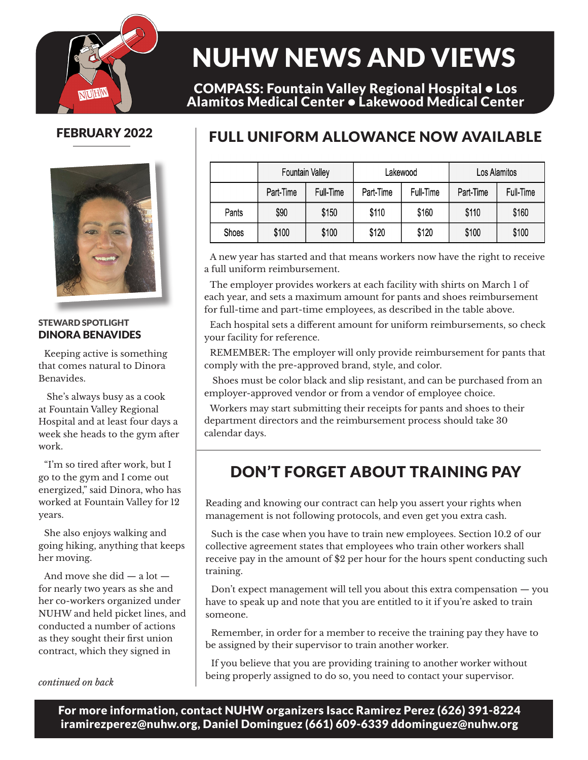# NUHW NEWS AND VIEWS

**COMPASS: Fountain Valley Regional Hospital • Los Alamitos Medical Center • Lakewood Medical Center**

## FEBRUARY 2022

### STEWARD SPOTLIGHT
### DINORA BENAVIDES

Keeping active is something that comes natural to Dinora Benavides.

She's always busy as a cook at Fountain Valley Regional Hospital and at least four days a week she heads to the gym after work.

"I'm so tired after work, but I go to the gym and I come out energized," said Dinora, who has worked at Fountain Valley for 12 years.

She also enjoys walking and going hiking, anything that keeps her moving.

And move she did — a lot — for nearly two years as she and her co-workers organized under NUHW and held picket lines, and conducted a number of actions as they sought their first union contract, which they signed in

*continued on back*

## FULL UNIFORM ALLOWANCE NOW AVAILABLE

| | Fountain Valley | | Lakewood | | Los Alamitos | |
|---|---|---|---|---|---|---|
| | Part-Time | Full-Time | Part-Time | Full-Time | Part-Time | Full-Time |
| Pants | $90 | $150 | $110 | $160 | $110 | $160 |
| Shoes | $100 | $100 | $120 | $120 | $100 | $100 |

A new year has started and that means workers now have the right to receive a full uniform reimbursement.

The employer provides workers at each facility with shirts on March 1 of each year, and sets a maximum amount for pants and shoes reimbursement for full-time and part-time employees, as described in the table above.

Each hospital sets a different amount for uniform reimbursements, so check your facility for reference.

REMEMBER: The employer will only provide reimbursement for pants that comply with the pre-approved brand, style, and color.

Shoes must be color black and slip resistant, and can be purchased from an employer-approved vendor or from a vendor of employee choice.

Workers may start submitting their receipts for pants and shoes to their department directors and the reimbursement process should take 30 calendar days.

## DON'T FORGET ABOUT TRAINING PAY

Reading and knowing our contract can help you assert your rights when management is not following protocols, and even get you extra cash.

Such is the case when you have to train new employees. Section 10.2 of our collective agreement states that employees who train other workers shall receive pay in the amount of $2 per hour for the hours spent conducting such training.

Don't expect management will tell you about this extra compensation — you have to speak up and note that you are entitled to it if you're asked to train someone.

Remember, in order for a member to receive the training pay they have to be assigned by their supervisor to train another worker.

If you believe that you are providing training to another worker without being properly assigned to do so, you need to contact your supervisor.

**For more information, contact NUHW organizers Isacc Ramirez Perez (626) 391-8224 iramirezperez@nuhw.org, Daniel Dominguez (661) 609-6339 ddominguez@nuhw.org**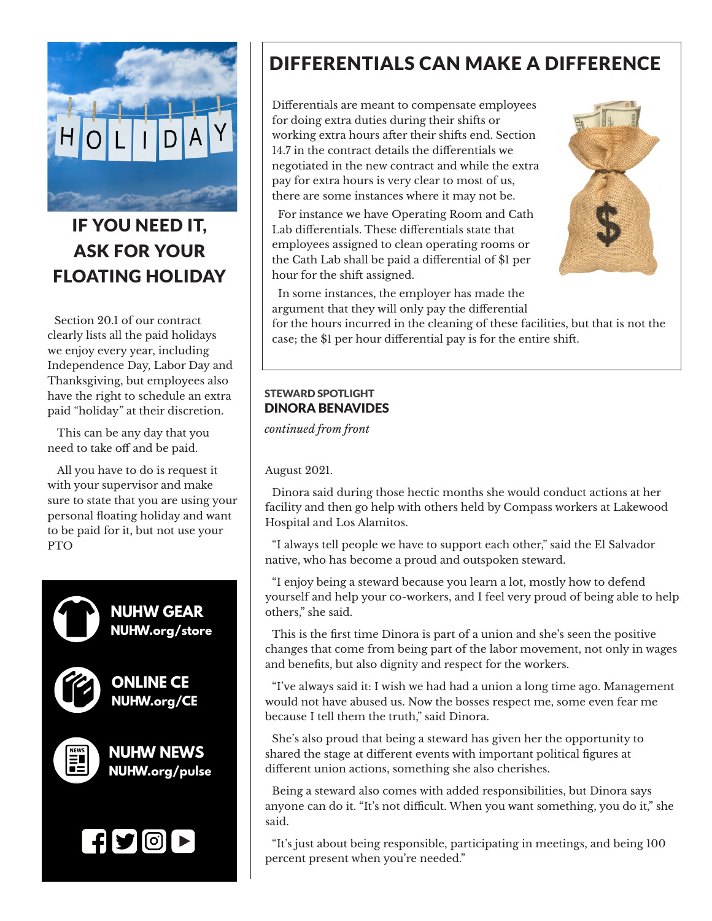## IF YOU NEED IT, ASK FOR YOUR FLOATING HOLIDAY

Section 20.1 of our contract clearly lists all the paid holidays we enjoy every year, including Independence Day, Labor Day and Thanksgiving, but employees also have the right to schedule an extra paid "holiday" at their discretion.

This can be any day that you need to take off and be paid.

All you have to do is request it with your supervisor and make sure to state that you are using your personal floating holiday and want to be paid for it, but not use your PTO

**NUHW GEAR**
**NUHW.org/store**

**ONLINE CE**
**NUHW.org/CE**

**NUHW NEWS**
**NUHW.org/pulse**

## DIFFERENTIALS CAN MAKE A DIFFERENCE

Differentials are meant to compensate employees for doing extra duties during their shifts or working extra hours after their shifts end. Section 14.7 in the contract details the differentials we negotiated in the new contract and while the extra pay for extra hours is very clear to most of us, there are some instances where it may not be.

For instance we have Operating Room and Cath Lab differentials. These differentials state that employees assigned to clean operating rooms or the Cath Lab shall be paid a differential of $1 per hour for the shift assigned.

In some instances, the employer has made the argument that they will only pay the differential for the hours incurred in the cleaning of these facilities, but that is not the case; the $1 per hour differential pay is for the entire shift.

STEWARD SPOTLIGHT
### DINORA BENAVIDES

*continued from front*

August 2021.

Dinora said during those hectic months she would conduct actions at her facility and then go help with others held by Compass workers at Lakewood Hospital and Los Alamitos.

"I always tell people we have to support each other," said the El Salvador native, who has become a proud and outspoken steward.

"I enjoy being a steward because you learn a lot, mostly how to defend yourself and help your co-workers, and I feel very proud of being able to help others," she said.

This is the first time Dinora is part of a union and she's seen the positive changes that come from being part of the labor movement, not only in wages and benefits, but also dignity and respect for the workers.

"I've always said it: I wish we had had a union a long time ago. Management would not have abused us. Now the bosses respect me, some even fear me because I tell them the truth," said Dinora.

She's also proud that being a steward has given her the opportunity to shared the stage at different events with important political figures at different union actions, something she also cherishes.

Being a steward also comes with added responsibilities, but Dinora says anyone can do it. "It's not difficult. When you want something, you do it," she said.

"It's just about being responsible, participating in meetings, and being 100 percent present when you're needed."